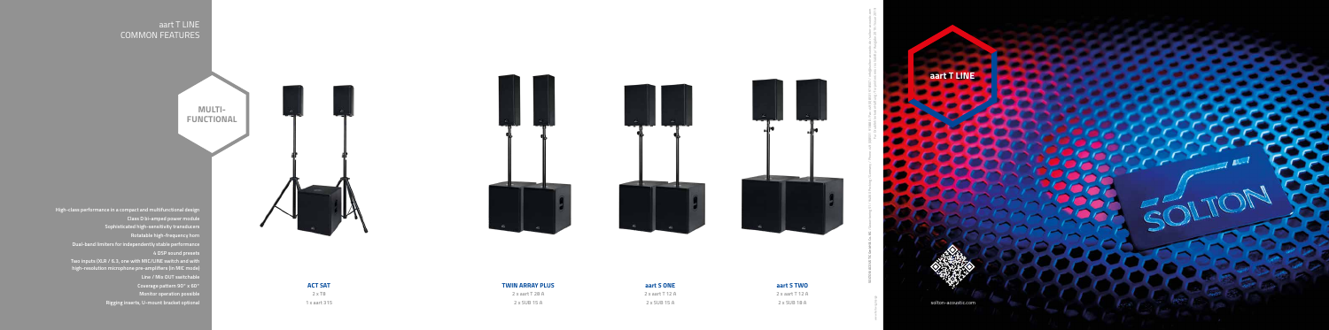# aart T LINE
## COMMON FEATURES

**MULTI-FUNCTIONAL**

- High-class performance in a compact and multifunctional design
- Class D bi-amped power module
- Sophisticated high-sensitivity transducers
- Rotatable high-frequency horn
- Dual-band limiters for independently stable performance
- 4 DSP sound presets
- Two inputs (XLR / 6.3; one with MIC/LINE switch and with high-resolution microphone pre-amplifiers (in MIC mode)
- Line / Mix OUT switchable
- Coverage pattern 90° x 60°
- Monitor operation possible
- Rigging inserts, U-mount bracket optional

**ACT SAT**
2 x T8
1 x aart 315

**TWIN ARRAY PLUS**
2 x aart T 28 A
2 x SUB 15 A

**aart S ONE**
2 x aart T 12 A
2 x SUB 15 A

**aart S TWO**
2 x aart T 12 A
2 x SUB 18 A

**aart T LINE**

SOLTON

solton-acoustic.com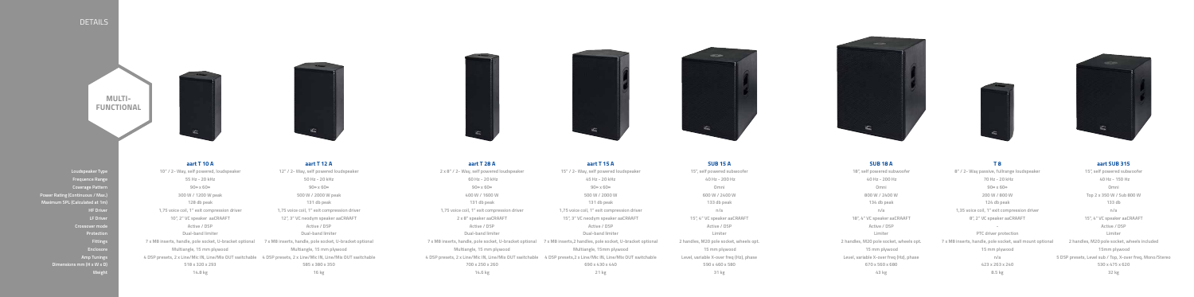DETAILS

MULTI-FUNCTIONAL

| | aart T 10 A | aart T 12 A | aart T 28 A | aart T 15 A | SUB 15 A | SUB 18 A | T 8 | aart SUB 315 |
|---|---|---|---|---|---|---|---|---|
| Loudspeaker Type | 10" / 2- Way, self powered, loudspeaker | 12" / 2- Way, self powered loudspeaker | 2 x 8" / 2- Way, self powered loudspeaker | 15" / 2- Way, self powered loudspeaker | 15", self powered subwoofer | 18", self powered subwoofer | 8" / 2- Way passive, fullrange loudspeaker | 15", self powered subwoofer |
| Frequence Range | 55 Hz - 20 kHz | 50 Hz - 20 kHz | 60 Hz - 20 kHz | 45 Hz - 20 kHz | 40 Hz - 200 Hz | 40 Hz - 200 Hz | 70 Hz - 20 kHz | 40 Hz - 150 Hz |
| Coverage Pattern | 90H x 60V | 90H x 60V | 90H x 60V | 90H x 60V | Omni | Omni | 90H x 60V | Omni |
| Power Rating (Continuous / Max.) | 300 W / 1200 W peak | 500 W / 2000 W peak | 400 W / 1600 W | 500 W / 2000 W | 600 W / 2400 W | 800 W / 2400 W | 200 W / 800 W | Top 2 x 350 W / Sub 800 W |
| Maximum SPL (Calculated at 1m) | 128 db peak | 131 db peak | 131 db peak | 131 db peak | 133 db peak | 134 db peak | 124 db peak | 133 db |
| HF Driver | 1,75 voice coil, 1" exit compression driver | 1,75 voice coil, 1" exit compression driver | 1,75 voice coil, 1" exit compression driver | 1,75 voice coil, 1" exit compression driver | n/a | n/a | 1,35 voice coil, 1" exit compression driver | n/a |
| LF Driver | 10", 2" VC speaker aaCRAAFT | 12", 3" VC neodym speaker aaCRAAFT | 2 x 8" speaker aaCRAAFT | 15", 3" VC neodym speaker aaCRAAFT | 15", 4" VC speaker aaCRAAFT | 18", 4" VC speaker aaCRAAFT | 8", 2" VC speaker aaCRAAFT | 15", 4" VC speaker aaCRAAFT |
| Crossover mode | Active / DSP | Active / DSP | Active / DSP | Active / DSP | Active / DSP | Active / DSP | - | Active / DSP |
| Protection | Dual-band limiter | Dual-band limiter | Dual-band limiter | Dual-band limiter | Limiter | Limiter | PTC driver protection | Limiter |
| Fittings | 7 x M8 inserts, handle, pole socket, U-bracket optional | 7 x M8 inserts, handle, pole socket, U-bracket optional | 7 x M8 inserts, handle, pole socket, U-bracket optional | 7 x M8 inserts,2 handles, pole socket, U-bracket optional | 2 handles, M20 pole socket, wheels opt. | 2 handles, M20 pole socket, wheels opt. | 7 x M8 inserts, handle, pole socket, wall mount optional | 2 handles, M20 pole socket, wheels included |
| Enclosure | Multiangle, 15 mm plywood | Multiangle, 15 mm plywood | Multiangle, 15 mm plywood | Multiangle, 15mm plywood | 15 mm plywood | 15 mm plywood | 15 mm plywood | 15mm plywood |
| Amp Tunings | 4 DSP presets, 2 x Line/Mic IN, Line/Mix OUT switchable | 4 DSP presets, 2 x Line/ Mic IN, Line/Mix OUT switchable | 4 DSP presets, 2 x Line/Mic IN, Line/Mix OUT switchable | 4 DSP presets,2 x Line/Mic IN, Line/Mix OUT switchable | Level, variable X-over freq (Hz), phase | Level, variable X-over freq (Hz), phase | n/a | 5 DSP presets, Level sub / Top, X-over freq, Mono/Stereo |
| Dimensions mm (H x W x D) | 518 x 320 x 293 | 585 x 380 x 350 | 700 x 250 x 260 | 690 x 430 x 450 | 590 x 460 x 580 | 670 x 560 x 680 | 423 x 263 x 240 | 530 x 475 x 620 |
| Weight | 14.8 kg | 16 kg | 14.8 kg | 21 kg | 31 kg | 43 kg | 8.5 kg | 32 kg |